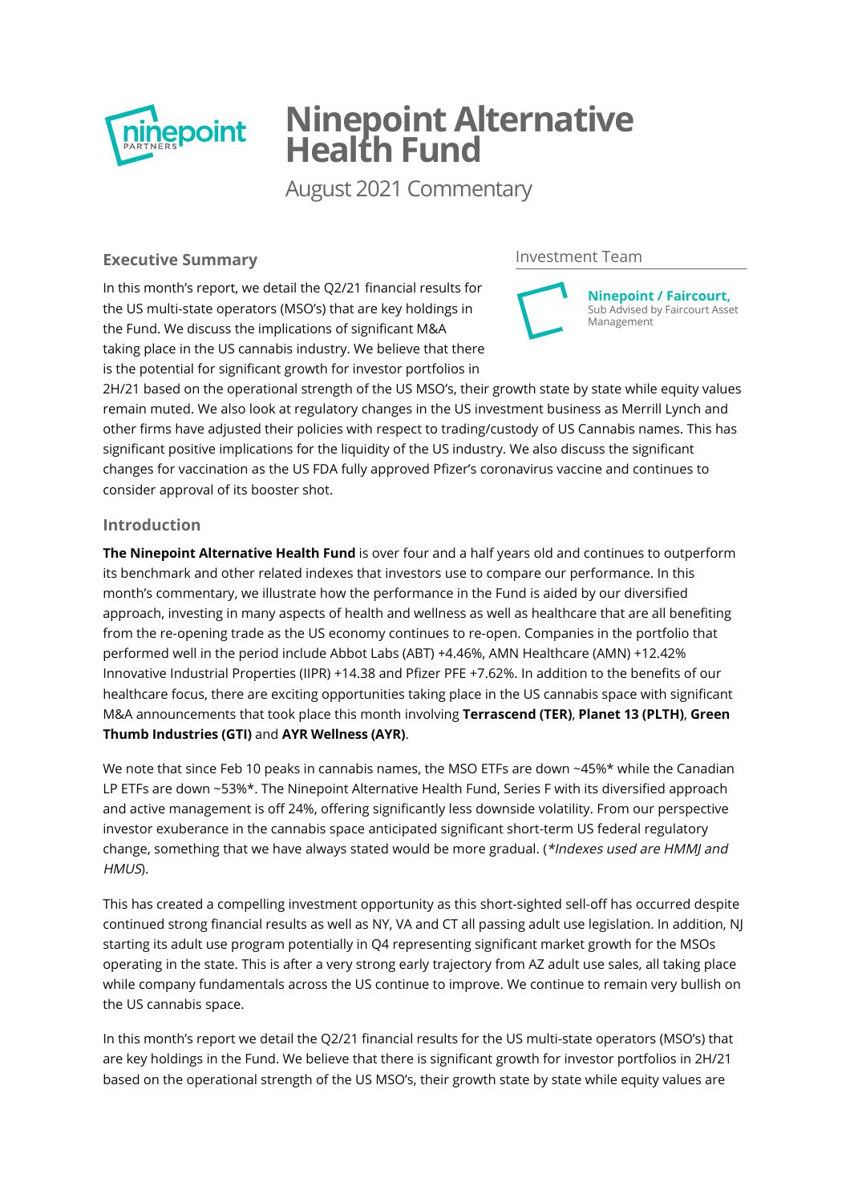# Ninepoint Alternative Health Fund

August 2021 Commentary

## Executive Summary

Investment Team

**Ninepoint / Faircourt,**
Sub Advised by Faircourt Asset Management

In this month's report, we detail the Q2/21 financial results for the US multi-state operators (MSO's) that are key holdings in the Fund. We discuss the implications of significant M&A taking place in the US cannabis industry. We believe that there is the potential for significant growth for investor portfolios in 2H/21 based on the operational strength of the US MSO's, their growth state by state while equity values remain muted. We also look at regulatory changes in the US investment business as Merrill Lynch and other firms have adjusted their policies with respect to trading/custody of US Cannabis names. This has significant positive implications for the liquidity of the US industry. We also discuss the significant changes for vaccination as the US FDA fully approved Pfizer's coronavirus vaccine and continues to consider approval of its booster shot.

## Introduction

**The Ninepoint Alternative Health Fund** is over four and a half years old and continues to outperform its benchmark and other related indexes that investors use to compare our performance. In this month's commentary, we illustrate how the performance in the Fund is aided by our diversified approach, investing in many aspects of health and wellness as well as healthcare that are all benefiting from the re-opening trade as the US economy continues to re-open. Companies in the portfolio that performed well in the period include Abbot Labs (ABT) +4.46%, AMN Healthcare (AMN) +12.42% Innovative Industrial Properties (IIPR) +14.38 and Pfizer PFE +7.62%. In addition to the benefits of our healthcare focus, there are exciting opportunities taking place in the US cannabis space with significant M&A announcements that took place this month involving **Terrascend (TER)**, **Planet 13 (PLTH)**, **Green Thumb Industries (GTI)** and **AYR Wellness (AYR)**.

We note that since Feb 10 peaks in cannabis names, the MSO ETFs are down ~45%* while the Canadian LP ETFs are down ~53%*. The Ninepoint Alternative Health Fund, Series F with its diversified approach and active management is off 24%, offering significantly less downside volatility. From our perspective investor exuberance in the cannabis space anticipated significant short-term US federal regulatory change, something that we have always stated would be more gradual. (*\*Indexes used are HMMJ and HMUS*).

This has created a compelling investment opportunity as this short-sighted sell-off has occurred despite continued strong financial results as well as NY, VA and CT all passing adult use legislation. In addition, NJ starting its adult use program potentially in Q4 representing significant market growth for the MSOs operating in the state. This is after a very strong early trajectory from AZ adult use sales, all taking place while company fundamentals across the US continue to improve. We continue to remain very bullish on the US cannabis space.

In this month's report we detail the Q2/21 financial results for the US multi-state operators (MSO's) that are key holdings in the Fund. We believe that there is significant growth for investor portfolios in 2H/21 based on the operational strength of the US MSO's, their growth state by state while equity values are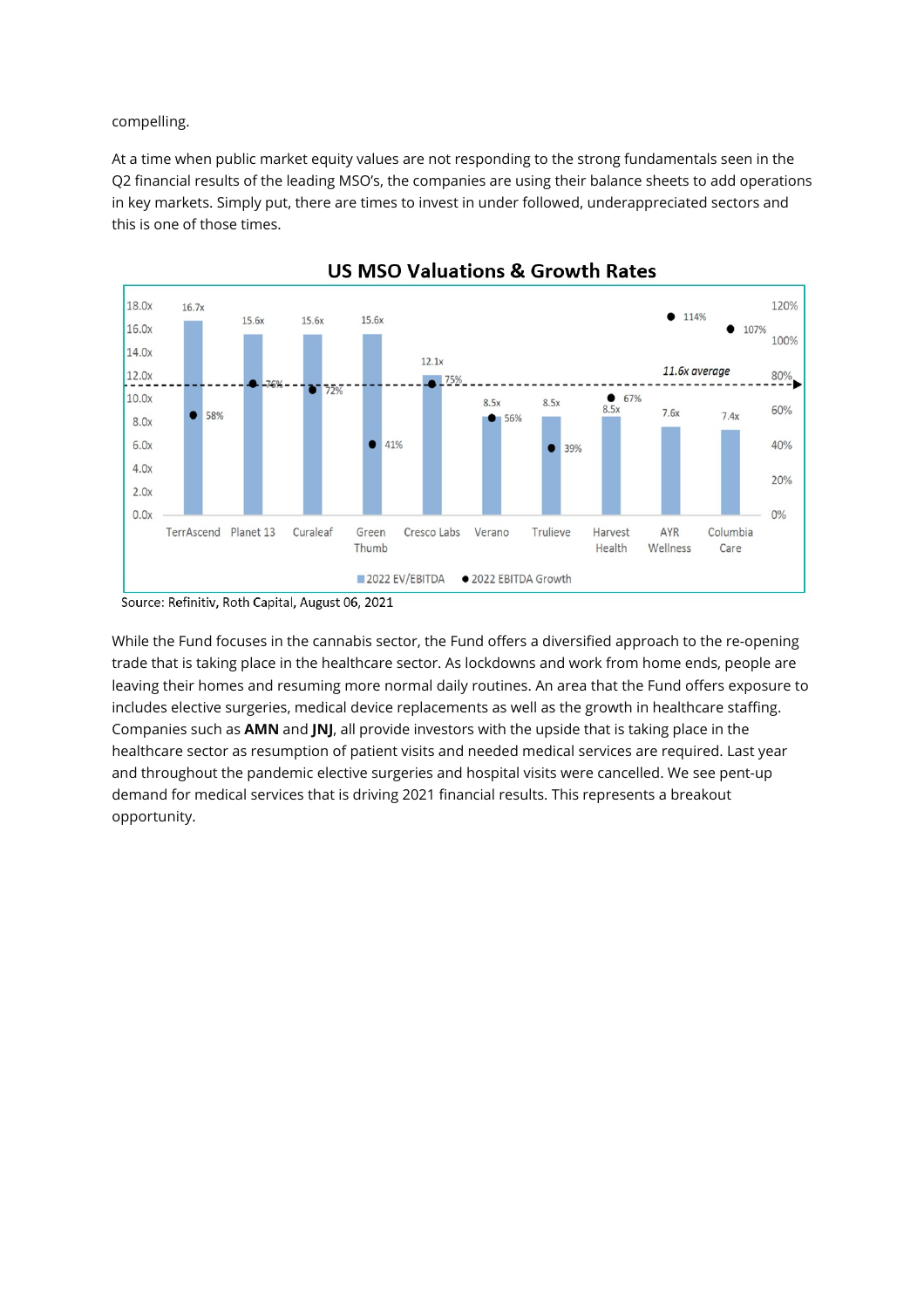compelling.

At a time when public market equity values are not responding to the strong fundamentals seen in the Q2 financial results of the leading MSO's, the companies are using their balance sheets to add operations in key markets. Simply put, there are times to invest in under followed, underappreciated sectors and this is one of those times.

**US MSO Valuations & Growth Rates**

18.0x
16.0x
14.0x
12.0x
10.0x
8.0x
6.0x
4.0x
2.0x
0.0x

120%
100%
80%
60%
40%
20%
0%

TerrAscend 16.7x 58%
Planet 13 15.6x 76%
Curaleaf 15.6x 72%
Green Thumb 15.6x 41%
Cresco Labs 12.1x 75%
Verano 8.5x 56%
Trulieve 8.5x 39%
Harvest Health 8.5x 67%
AYR Wellness 7.6x 114%
Columbia Care 7.4x 107%

11.6x average

2022 EV/EBITDA
2022 EBITDA Growth

Source: Refinitiv, Roth Capital, August 06, 2021

While the Fund focuses in the cannabis sector, the Fund offers a diversified approach to the re-opening trade that is taking place in the healthcare sector. As lockdowns and work from home ends, people are leaving their homes and resuming more normal daily routines. An area that the Fund offers exposure to includes elective surgeries, medical device replacements as well as the growth in healthcare staffing. Companies such as **AMN** and **JNJ**, all provide investors with the upside that is taking place in the healthcare sector as resumption of patient visits and needed medical services are required. Last year and throughout the pandemic elective surgeries and hospital visits were cancelled. We see pent-up demand for medical services that is driving 2021 financial results. This represents a breakout opportunity.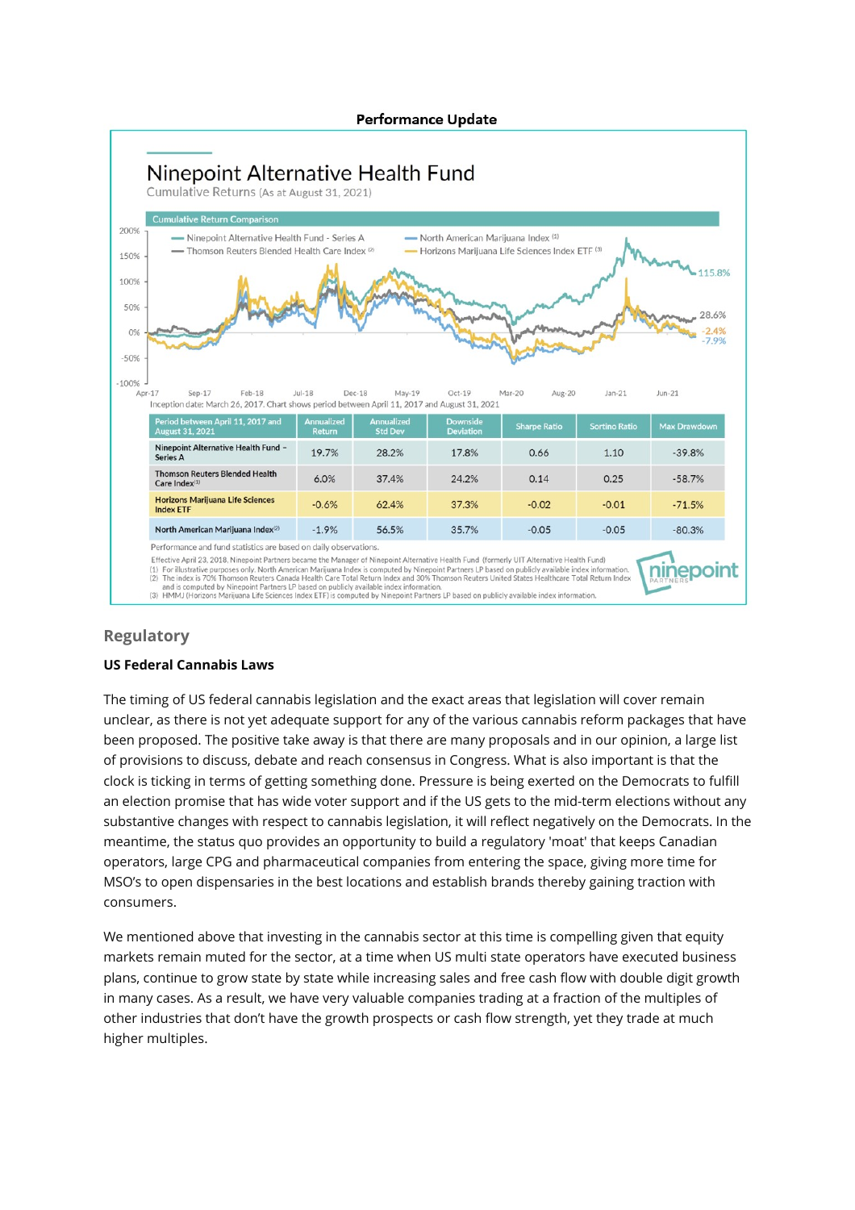**Performance Update**

# Ninepoint Alternative Health Fund

Cumulative Returns (As at August 31, 2021)

Cumulative Return Comparison

Ninepoint Alternative Health Fund - Series A
Thomson Reuters Blended Health Care Index (2)
North American Marijuana Index (1)
Horizons Marijuana Life Sciences Index ETF (3)

200%
150%
100%
50%
0%
-50%
-100%

Apr-17 Sep-17 Feb-18 Jul-18 Dec-18 May-19 Oct-19 Mar-20 Aug-20 Jan-21 Jun-21

115.8%
28.6%
-2.4%
-7.9%

Inception date: March 26, 2017. Chart shows period between April 11, 2017 and August 31, 2021

| Period between April 11, 2017 and August 31, 2021 | Annualized Return | Annualized Std Dev | Downside Deviation | Sharpe Ratio | Sortino Ratio | Max Drawdown |
|---|---|---|---|---|---|---|
| Ninepoint Alternative Health Fund – Series A | 19.7% | 28.2% | 17.8% | 0.66 | 1.10 | -39.8% |
| Thomson Reuters Blended Health Care Index[1] | 6.0% | 37.4% | 24.2% | 0.14 | 0.25 | -58.7% |
| Horizons Marijuana Life Sciences Index ETF | -0.6% | 62.4% | 37.3% | -0.02 | -0.01 | -71.5% |
| North American Marijuana Index[2] | -1.9% | 56.5% | 35.7% | -0.05 | -0.05 | -80.3% |

Performance and fund statistics are based on daily observations.

Effective April 23, 2018, Ninepoint Partners became the Manager of Ninepoint Alternative Health Fund (formerly UIT Alternative Health Fund)
(1) For illustrative purposes only. North American Marijuana Index is computed by Ninepoint Partners LP based on publicly available index information.
(2) The index is 70% Thomson Reuters Canada Health Care Total Return Index and 30% Thomson Reuters United States Healthcare Total Return Index and is computed by Ninepoint Partners LP based on publicly available index information.
(3) HMMJ (Horizons Marijuana Life Sciences Index ETF) is computed by Ninepoint Partners LP based on publicly available index information.

ninepoint PARTNERS

## Regulatory

**US Federal Cannabis Laws**

The timing of US federal cannabis legislation and the exact areas that legislation will cover remain unclear, as there is not yet adequate support for any of the various cannabis reform packages that have been proposed. The positive take away is that there are many proposals and in our opinion, a large list of provisions to discuss, debate and reach consensus in Congress. What is also important is that the clock is ticking in terms of getting something done. Pressure is being exerted on the Democrats to fulfill an election promise that has wide voter support and if the US gets to the mid-term elections without any substantive changes with respect to cannabis legislation, it will reflect negatively on the Democrats. In the meantime, the status quo provides an opportunity to build a regulatory 'moat' that keeps Canadian operators, large CPG and pharmaceutical companies from entering the space, giving more time for MSO's to open dispensaries in the best locations and establish brands thereby gaining traction with consumers.

We mentioned above that investing in the cannabis sector at this time is compelling given that equity markets remain muted for the sector, at a time when US multi state operators have executed business plans, continue to grow state by state while increasing sales and free cash flow with double digit growth in many cases. As a result, we have very valuable companies trading at a fraction of the multiples of other industries that don't have the growth prospects or cash flow strength, yet they trade at much higher multiples.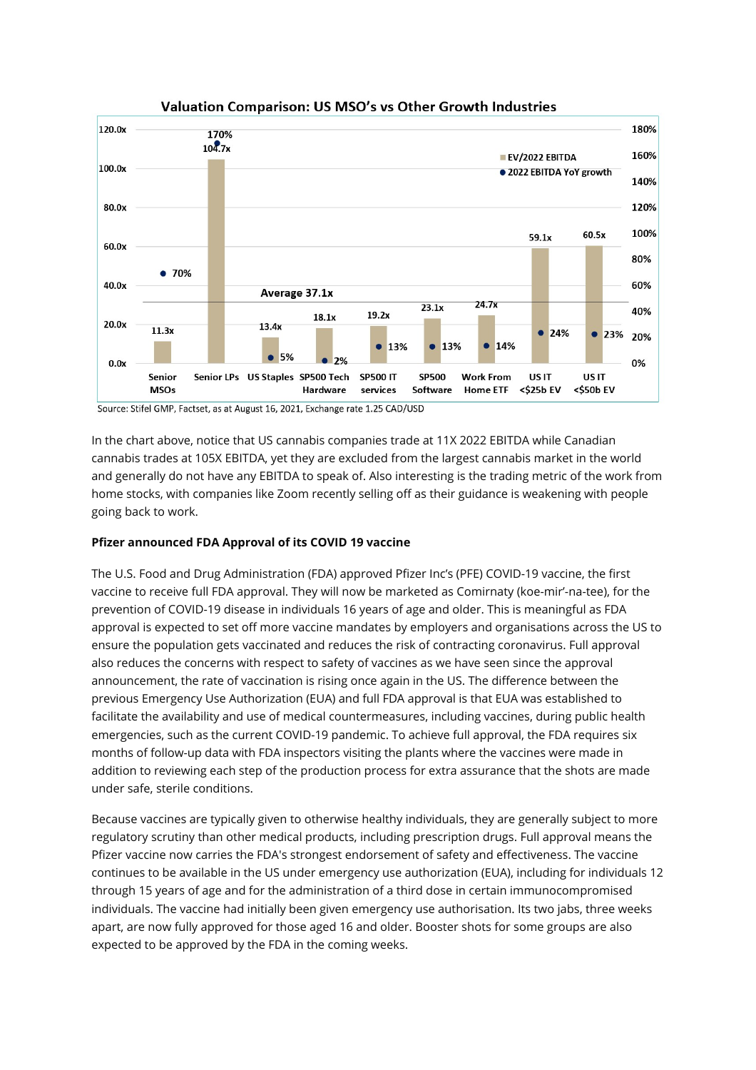**Valuation Comparison: US MSO's vs Other Growth Industries**

120.0x
100.0x
80.0x
60.0x
40.0x
20.0x
0.0x

180%
160%
140%
120%
100%
80%
60%
40%
20%
0%

EV/2022 EBITDA
2022 EBITDA YoY growth

Average 37.1x

Senior MSOs: 11.3x, 70%
Senior LPs: 104.7x, 170%
US Staples: 13.4x, 5%
SP500 Tech Hardware: 18.1x, 2%
SP500 IT services: 19.2x, 13%
SP500 Software: 23.1x, 13%
Work From Home ETF: 24.7x, 14%
US IT <$25b EV: 59.1x, 24%
US IT <$50b EV: 60.5x, 23%

Source: Stifel GMP, Factset, as at August 16, 2021, Exchange rate 1.25 CAD/USD

In the chart above, notice that US cannabis companies trade at 11X 2022 EBITDA while Canadian cannabis trades at 105X EBITDA, yet they are excluded from the largest cannabis market in the world and generally do not have any EBITDA to speak of. Also interesting is the trading metric of the work from home stocks, with companies like Zoom recently selling off as their guidance is weakening with people going back to work.

**Pfizer announced FDA Approval of its COVID 19 vaccine**

The U.S. Food and Drug Administration (FDA) approved Pfizer Inc's (PFE) COVID-19 vaccine, the first vaccine to receive full FDA approval. They will now be marketed as Comirnaty (koe-mir'-na-tee), for the prevention of COVID-19 disease in individuals 16 years of age and older. This is meaningful as FDA approval is expected to set off more vaccine mandates by employers and organisations across the US to ensure the population gets vaccinated and reduces the risk of contracting coronavirus. Full approval also reduces the concerns with respect to safety of vaccines as we have seen since the approval announcement, the rate of vaccination is rising once again in the US. The difference between the previous Emergency Use Authorization (EUA) and full FDA approval is that EUA was established to facilitate the availability and use of medical countermeasures, including vaccines, during public health emergencies, such as the current COVID-19 pandemic. To achieve full approval, the FDA requires six months of follow-up data with FDA inspectors visiting the plants where the vaccines were made in addition to reviewing each step of the production process for extra assurance that the shots are made under safe, sterile conditions.

Because vaccines are typically given to otherwise healthy individuals, they are generally subject to more regulatory scrutiny than other medical products, including prescription drugs. Full approval means the Pfizer vaccine now carries the FDA's strongest endorsement of safety and effectiveness. The vaccine continues to be available in the US under emergency use authorization (EUA), including for individuals 12 through 15 years of age and for the administration of a third dose in certain immunocompromised individuals. The vaccine had initially been given emergency use authorisation. Its two jabs, three weeks apart, are now fully approved for those aged 16 and older. Booster shots for some groups are also expected to be approved by the FDA in the coming weeks.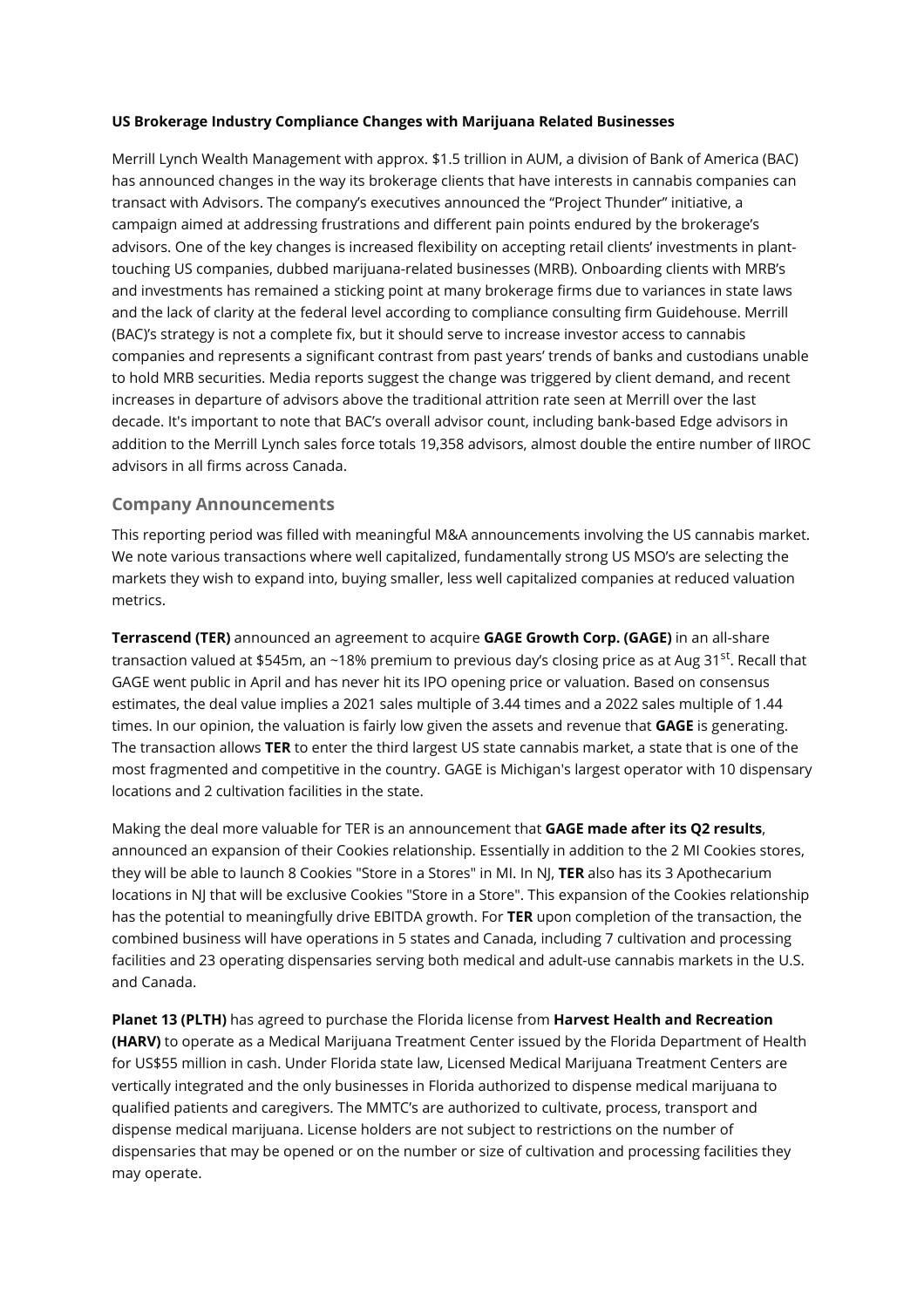**US Brokerage Industry Compliance Changes with Marijuana Related Businesses**

Merrill Lynch Wealth Management with approx. $1.5 trillion in AUM, a division of Bank of America (BAC) has announced changes in the way its brokerage clients that have interests in cannabis companies can transact with Advisors. The company's executives announced the "Project Thunder" initiative, a campaign aimed at addressing frustrations and different pain points endured by the brokerage's advisors. One of the key changes is increased flexibility on accepting retail clients' investments in plant-touching US companies, dubbed marijuana-related businesses (MRB). Onboarding clients with MRB's and investments has remained a sticking point at many brokerage firms due to variances in state laws and the lack of clarity at the federal level according to compliance consulting firm Guidehouse. Merrill (BAC)'s strategy is not a complete fix, but it should serve to increase investor access to cannabis companies and represents a significant contrast from past years' trends of banks and custodians unable to hold MRB securities. Media reports suggest the change was triggered by client demand, and recent increases in departure of advisors above the traditional attrition rate seen at Merrill over the last decade. It's important to note that BAC's overall advisor count, including bank-based Edge advisors in addition to the Merrill Lynch sales force totals 19,358 advisors, almost double the entire number of IIROC advisors in all firms across Canada.

## Company Announcements

This reporting period was filled with meaningful M&A announcements involving the US cannabis market. We note various transactions where well capitalized, fundamentally strong US MSO's are selecting the markets they wish to expand into, buying smaller, less well capitalized companies at reduced valuation metrics.

**Terrascend (TER)** announced an agreement to acquire **GAGE Growth Corp. (GAGE)** in an all-share transaction valued at $545m, an ~18% premium to previous day's closing price as at Aug 31st. Recall that GAGE went public in April and has never hit its IPO opening price or valuation. Based on consensus estimates, the deal value implies a 2021 sales multiple of 3.44 times and a 2022 sales multiple of 1.44 times. In our opinion, the valuation is fairly low given the assets and revenue that **GAGE** is generating. The transaction allows **TER** to enter the third largest US state cannabis market, a state that is one of the most fragmented and competitive in the country. GAGE is Michigan's largest operator with 10 dispensary locations and 2 cultivation facilities in the state.

Making the deal more valuable for TER is an announcement that **GAGE made after its Q2 results**, announced an expansion of their Cookies relationship. Essentially in addition to the 2 MI Cookies stores, they will be able to launch 8 Cookies "Store in a Stores" in MI. In NJ, **TER** also has its 3 Apothecarium locations in NJ that will be exclusive Cookies "Store in a Store". This expansion of the Cookies relationship has the potential to meaningfully drive EBITDA growth. For **TER** upon completion of the transaction, the combined business will have operations in 5 states and Canada, including 7 cultivation and processing facilities and 23 operating dispensaries serving both medical and adult-use cannabis markets in the U.S. and Canada.

**Planet 13 (PLTH)** has agreed to purchase the Florida license from **Harvest Health and Recreation (HARV)** to operate as a Medical Marijuana Treatment Center issued by the Florida Department of Health for US$55 million in cash. Under Florida state law, Licensed Medical Marijuana Treatment Centers are vertically integrated and the only businesses in Florida authorized to dispense medical marijuana to qualified patients and caregivers. The MMTC's are authorized to cultivate, process, transport and dispense medical marijuana. License holders are not subject to restrictions on the number of dispensaries that may be opened or on the number or size of cultivation and processing facilities they may operate.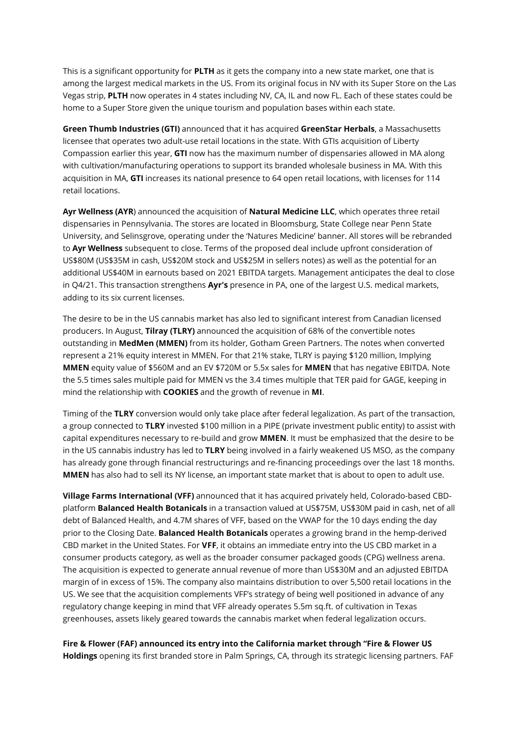This is a significant opportunity for **PLTH** as it gets the company into a new state market, one that is among the largest medical markets in the US. From its original focus in NV with its Super Store on the Las Vegas strip, **PLTH** now operates in 4 states including NV, CA, IL and now FL. Each of these states could be home to a Super Store given the unique tourism and population bases within each state.

**Green Thumb Industries (GTI)** announced that it has acquired **GreenStar Herbals**, a Massachusetts licensee that operates two adult-use retail locations in the state. With GTIs acquisition of Liberty Compassion earlier this year, **GTI** now has the maximum number of dispensaries allowed in MA along with cultivation/manufacturing operations to support its branded wholesale business in MA. With this acquisition in MA, **GTI** increases its national presence to 64 open retail locations, with licenses for 114 retail locations.

**Ayr Wellness (AYR**) announced the acquisition of **Natural Medicine LLC**, which operates three retail dispensaries in Pennsylvania. The stores are located in Bloomsburg, State College near Penn State University, and Selinsgrove, operating under the 'Natures Medicine' banner. All stores will be rebranded to **Ayr Wellness** subsequent to close. Terms of the proposed deal include upfront consideration of US$80M (US$35M in cash, US$20M stock and US$25M in sellers notes) as well as the potential for an additional US$40M in earnouts based on 2021 EBITDA targets. Management anticipates the deal to close in Q4/21. This transaction strengthens **Ayr's** presence in PA, one of the largest U.S. medical markets, adding to its six current licenses.

The desire to be in the US cannabis market has also led to significant interest from Canadian licensed producers. In August, **Tilray (TLRY)** announced the acquisition of 68% of the convertible notes outstanding in **MedMen (MMEN)** from its holder, Gotham Green Partners. The notes when converted represent a 21% equity interest in MMEN. For that 21% stake, TLRY is paying $120 million, Implying **MMEN** equity value of $560M and an EV $720M or 5.5x sales for **MMEN** that has negative EBITDA. Note the 5.5 times sales multiple paid for MMEN vs the 3.4 times multiple that TER paid for GAGE, keeping in mind the relationship with **COOKIES** and the growth of revenue in **MI**.

Timing of the **TLRY** conversion would only take place after federal legalization. As part of the transaction, a group connected to **TLRY** invested $100 million in a PIPE (private investment public entity) to assist with capital expenditures necessary to re-build and grow **MMEN**. It must be emphasized that the desire to be in the US cannabis industry has led to **TLRY** being involved in a fairly weakened US MSO, as the company has already gone through financial restructurings and re-financing proceedings over the last 18 months. **MMEN** has also had to sell its NY license, an important state market that is about to open to adult use.

**Village Farms International (VFF)** announced that it has acquired privately held, Colorado-based CBD-platform **Balanced Health Botanicals** in a transaction valued at US$75M, US$30M paid in cash, net of all debt of Balanced Health, and 4.7M shares of VFF, based on the VWAP for the 10 days ending the day prior to the Closing Date. **Balanced Health Botanicals** operates a growing brand in the hemp-derived CBD market in the United States. For **VFF**, it obtains an immediate entry into the US CBD market in a consumer products category, as well as the broader consumer packaged goods (CPG) wellness arena. The acquisition is expected to generate annual revenue of more than US$30M and an adjusted EBITDA margin of in excess of 15%. The company also maintains distribution to over 5,500 retail locations in the US. We see that the acquisition complements VFF's strategy of being well positioned in advance of any regulatory change keeping in mind that VFF already operates 5.5m sq.ft. of cultivation in Texas greenhouses, assets likely geared towards the cannabis market when federal legalization occurs.

**Fire & Flower (FAF) announced its entry into the California market through "Fire & Flower US Holdings** opening its first branded store in Palm Springs, CA, through its strategic licensing partners. FAF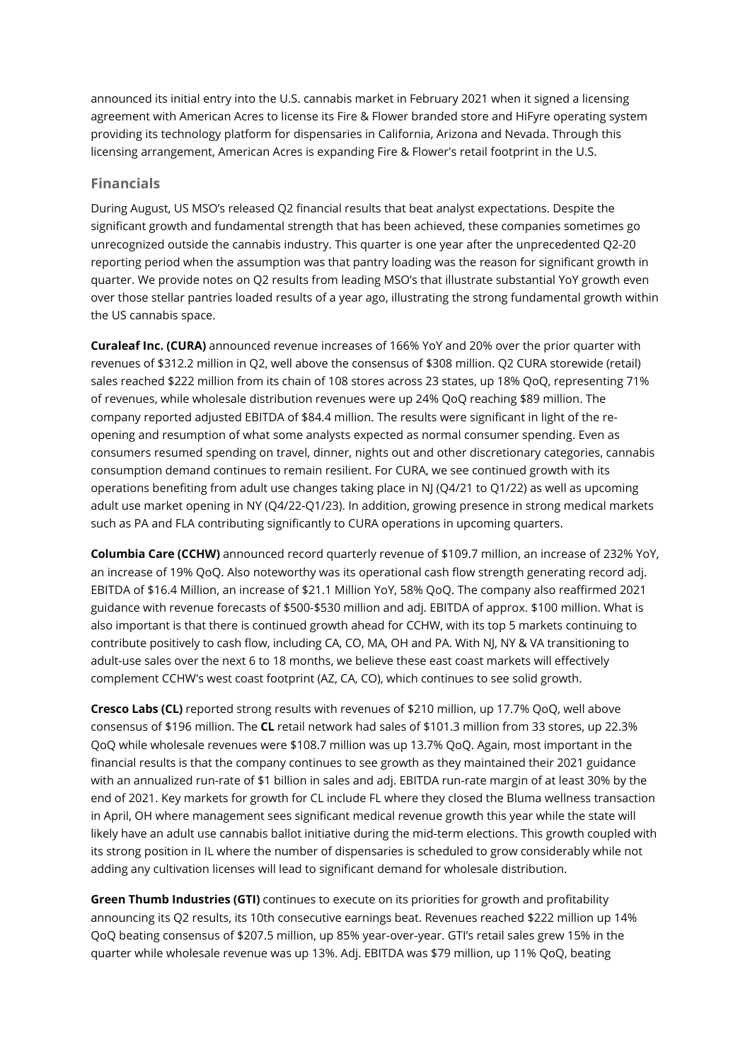announced its initial entry into the U.S. cannabis market in February 2021 when it signed a licensing agreement with American Acres to license its Fire & Flower branded store and HiFyre operating system providing its technology platform for dispensaries in California, Arizona and Nevada. Through this licensing arrangement, American Acres is expanding Fire & Flower's retail footprint in the U.S.

## Financials

During August, US MSO's released Q2 financial results that beat analyst expectations. Despite the significant growth and fundamental strength that has been achieved, these companies sometimes go unrecognized outside the cannabis industry. This quarter is one year after the unprecedented Q2-20 reporting period when the assumption was that pantry loading was the reason for significant growth in quarter. We provide notes on Q2 results from leading MSO's that illustrate substantial YoY growth even over those stellar pantries loaded results of a year ago, illustrating the strong fundamental growth within the US cannabis space.

**Curaleaf Inc. (CURA)** announced revenue increases of 166% YoY and 20% over the prior quarter with revenues of $312.2 million in Q2, well above the consensus of $308 million. Q2 CURA storewide (retail) sales reached $222 million from its chain of 108 stores across 23 states, up 18% QoQ, representing 71% of revenues, while wholesale distribution revenues were up 24% QoQ reaching $89 million. The company reported adjusted EBITDA of $84.4 million. The results were significant in light of the re-opening and resumption of what some analysts expected as normal consumer spending. Even as consumers resumed spending on travel, dinner, nights out and other discretionary categories, cannabis consumption demand continues to remain resilient. For CURA, we see continued growth with its operations benefiting from adult use changes taking place in NJ (Q4/21 to Q1/22) as well as upcoming adult use market opening in NY (Q4/22-Q1/23). In addition, growing presence in strong medical markets such as PA and FLA contributing significantly to CURA operations in upcoming quarters.

**Columbia Care (CCHW)** announced record quarterly revenue of $109.7 million, an increase of 232% YoY, an increase of 19% QoQ. Also noteworthy was its operational cash flow strength generating record adj. EBITDA of $16.4 Million, an increase of $21.1 Million YoY, 58% QoQ. The company also reaffirmed 2021 guidance with revenue forecasts of $500-$530 million and adj. EBITDA of approx. $100 million. What is also important is that there is continued growth ahead for CCHW, with its top 5 markets continuing to contribute positively to cash flow, including CA, CO, MA, OH and PA. With NJ, NY & VA transitioning to adult-use sales over the next 6 to 18 months, we believe these east coast markets will effectively complement CCHW's west coast footprint (AZ, CA, CO), which continues to see solid growth.

**Cresco Labs (CL)** reported strong results with revenues of $210 million, up 17.7% QoQ, well above consensus of $196 million. The **CL** retail network had sales of $101.3 million from 33 stores, up 22.3% QoQ while wholesale revenues were $108.7 million was up 13.7% QoQ. Again, most important in the financial results is that the company continues to see growth as they maintained their 2021 guidance with an annualized run-rate of $1 billion in sales and adj. EBITDA run-rate margin of at least 30% by the end of 2021. Key markets for growth for CL include FL where they closed the Bluma wellness transaction in April, OH where management sees significant medical revenue growth this year while the state will likely have an adult use cannabis ballot initiative during the mid-term elections. This growth coupled with its strong position in IL where the number of dispensaries is scheduled to grow considerably while not adding any cultivation licenses will lead to significant demand for wholesale distribution.

**Green Thumb Industries (GTI)** continues to execute on its priorities for growth and profitability announcing its Q2 results, its 10th consecutive earnings beat. Revenues reached $222 million up 14% QoQ beating consensus of $207.5 million, up 85% year-over-year. GTI's retail sales grew 15% in the quarter while wholesale revenue was up 13%. Adj. EBITDA was $79 million, up 11% QoQ, beating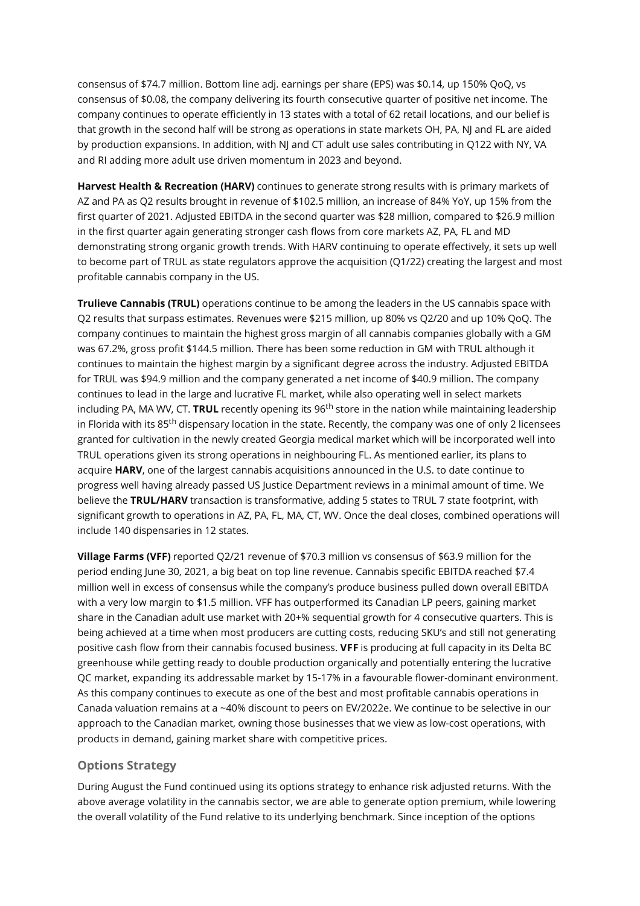consensus of $74.7 million. Bottom line adj. earnings per share (EPS) was $0.14, up 150% QoQ, vs consensus of $0.08, the company delivering its fourth consecutive quarter of positive net income. The company continues to operate efficiently in 13 states with a total of 62 retail locations, and our belief is that growth in the second half will be strong as operations in state markets OH, PA, NJ and FL are aided by production expansions. In addition, with NJ and CT adult use sales contributing in Q122 with NY, VA and RI adding more adult use driven momentum in 2023 and beyond.

**Harvest Health & Recreation (HARV)** continues to generate strong results with is primary markets of AZ and PA as Q2 results brought in revenue of $102.5 million, an increase of 84% YoY, up 15% from the first quarter of 2021. Adjusted EBITDA in the second quarter was $28 million, compared to $26.9 million in the first quarter again generating stronger cash flows from core markets AZ, PA, FL and MD demonstrating strong organic growth trends. With HARV continuing to operate effectively, it sets up well to become part of TRUL as state regulators approve the acquisition (Q1/22) creating the largest and most profitable cannabis company in the US.

**Trulieve Cannabis (TRUL)** operations continue to be among the leaders in the US cannabis space with Q2 results that surpass estimates. Revenues were $215 million, up 80% vs Q2/20 and up 10% QoQ. The company continues to maintain the highest gross margin of all cannabis companies globally with a GM was 67.2%, gross profit $144.5 million. There has been some reduction in GM with TRUL although it continues to maintain the highest margin by a significant degree across the industry. Adjusted EBITDA for TRUL was $94.9 million and the company generated a net income of $40.9 million. The company continues to lead in the large and lucrative FL market, while also operating well in select markets including PA, MA WV, CT. **TRUL** recently opening its 96th store in the nation while maintaining leadership in Florida with its 85th dispensary location in the state. Recently, the company was one of only 2 licensees granted for cultivation in the newly created Georgia medical market which will be incorporated well into TRUL operations given its strong operations in neighbouring FL. As mentioned earlier, its plans to acquire **HARV**, one of the largest cannabis acquisitions announced in the U.S. to date continue to progress well having already passed US Justice Department reviews in a minimal amount of time. We believe the **TRUL/HARV** transaction is transformative, adding 5 states to TRUL 7 state footprint, with significant growth to operations in AZ, PA, FL, MA, CT, WV. Once the deal closes, combined operations will include 140 dispensaries in 12 states.

**Village Farms (VFF)** reported Q2/21 revenue of $70.3 million vs consensus of $63.9 million for the period ending June 30, 2021, a big beat on top line revenue. Cannabis specific EBITDA reached $7.4 million well in excess of consensus while the company's produce business pulled down overall EBITDA with a very low margin to $1.5 million. VFF has outperformed its Canadian LP peers, gaining market share in the Canadian adult use market with 20+% sequential growth for 4 consecutive quarters. This is being achieved at a time when most producers are cutting costs, reducing SKU's and still not generating positive cash flow from their cannabis focused business. **VFF** is producing at full capacity in its Delta BC greenhouse while getting ready to double production organically and potentially entering the lucrative QC market, expanding its addressable market by 15-17% in a favourable flower-dominant environment. As this company continues to execute as one of the best and most profitable cannabis operations in Canada valuation remains at a ~40% discount to peers on EV/2022e. We continue to be selective in our approach to the Canadian market, owning those businesses that we view as low-cost operations, with products in demand, gaining market share with competitive prices.

## Options Strategy

During August the Fund continued using its options strategy to enhance risk adjusted returns. With the above average volatility in the cannabis sector, we are able to generate option premium, while lowering the overall volatility of the Fund relative to its underlying benchmark. Since inception of the options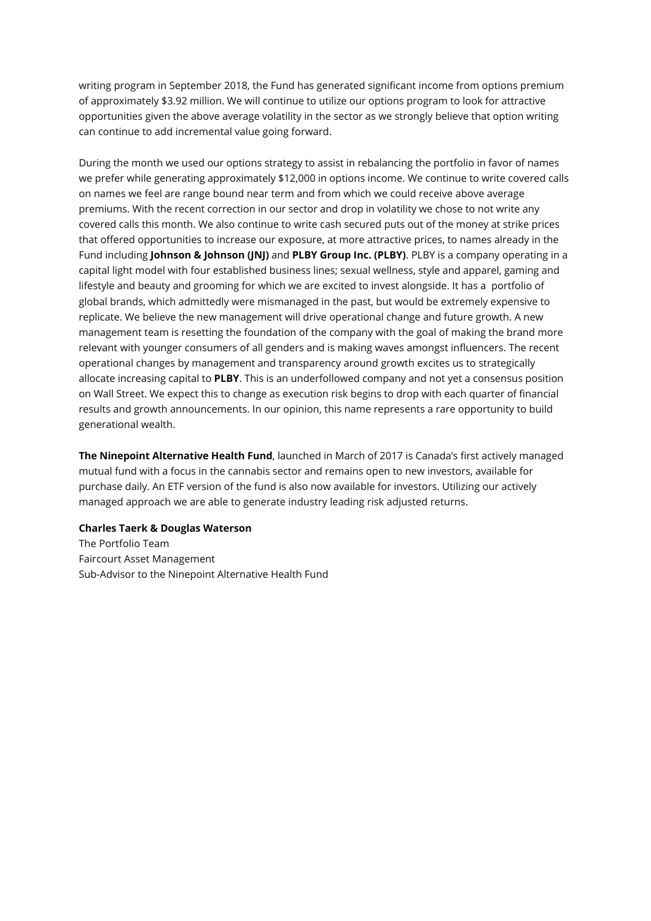writing program in September 2018, the Fund has generated significant income from options premium of approximately $3.92 million. We will continue to utilize our options program to look for attractive opportunities given the above average volatility in the sector as we strongly believe that option writing can continue to add incremental value going forward.

During the month we used our options strategy to assist in rebalancing the portfolio in favor of names we prefer while generating approximately $12,000 in options income. We continue to write covered calls on names we feel are range bound near term and from which we could receive above average premiums. With the recent correction in our sector and drop in volatility we chose to not write any covered calls this month. We also continue to write cash secured puts out of the money at strike prices that offered opportunities to increase our exposure, at more attractive prices, to names already in the Fund including **Johnson & Johnson (JNJ)** and **PLBY Group Inc. (PLBY)**. PLBY is a company operating in a capital light model with four established business lines; sexual wellness, style and apparel, gaming and lifestyle and beauty and grooming for which we are excited to invest alongside. It has a portfolio of global brands, which admittedly were mismanaged in the past, but would be extremely expensive to replicate. We believe the new management will drive operational change and future growth. A new management team is resetting the foundation of the company with the goal of making the brand more relevant with younger consumers of all genders and is making waves amongst influencers. The recent operational changes by management and transparency around growth excites us to strategically allocate increasing capital to **PLBY**. This is an underfollowed company and not yet a consensus position on Wall Street. We expect this to change as execution risk begins to drop with each quarter of financial results and growth announcements. In our opinion, this name represents a rare opportunity to build generational wealth.

**The Ninepoint Alternative Health Fund**, launched in March of 2017 is Canada's first actively managed mutual fund with a focus in the cannabis sector and remains open to new investors, available for purchase daily. An ETF version of the fund is also now available for investors. Utilizing our actively managed approach we are able to generate industry leading risk adjusted returns.

**Charles Taerk & Douglas Waterson**
The Portfolio Team
Faircourt Asset Management
Sub-Advisor to the Ninepoint Alternative Health Fund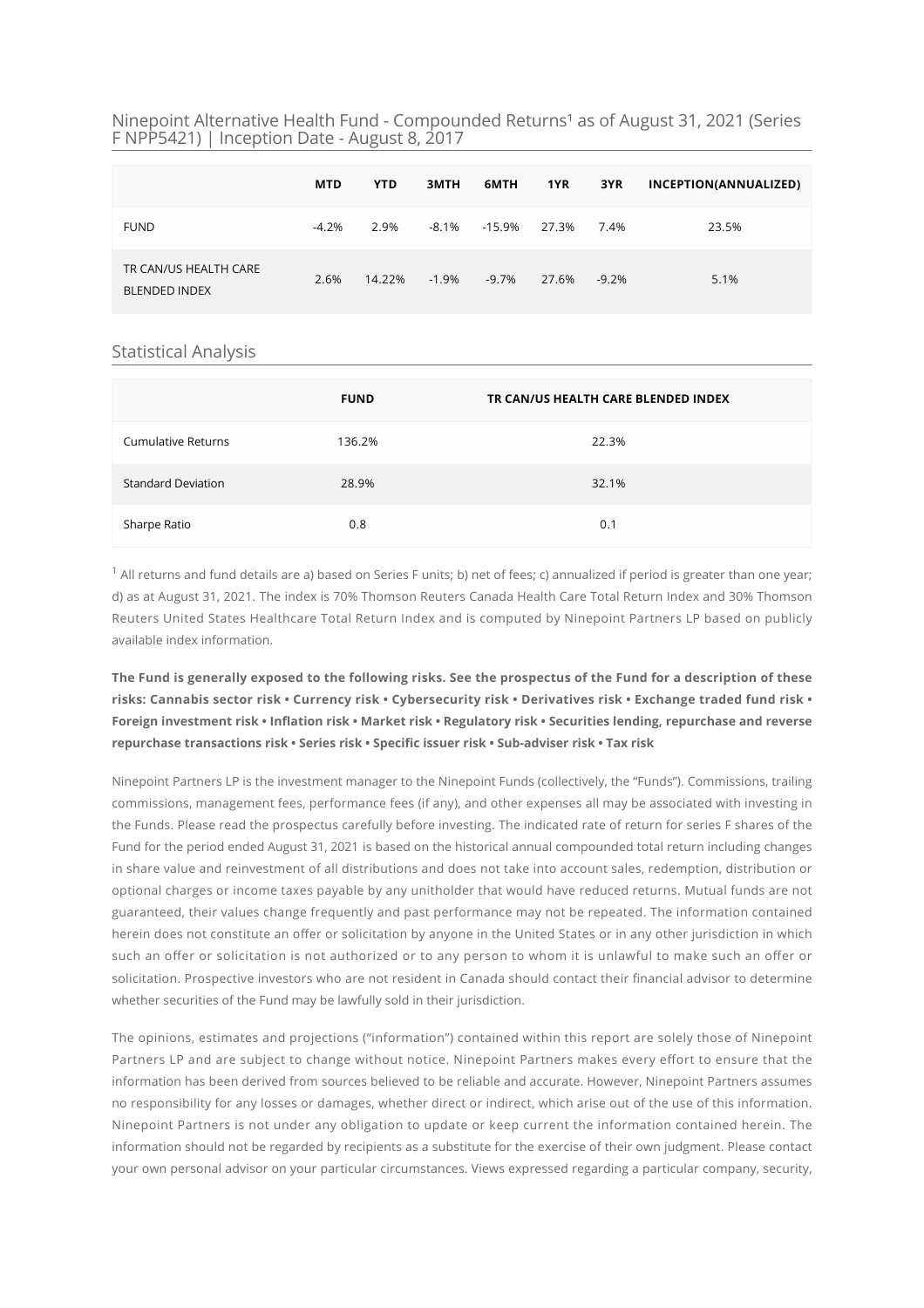## Ninepoint Alternative Health Fund - Compounded Returns[1] as of August 31, 2021 (Series F NPP5421) | Inception Date - August 8, 2017

| | MTD | YTD | 3MTH | 6MTH | 1YR | 3YR | INCEPTION(ANNUALIZED) |
|---|---|---|---|---|---|---|---|
| FUND | -4.2% | 2.9% | -8.1% | -15.9% | 27.3% | 7.4% | 23.5% |
| TR CAN/US HEALTH CARE BLENDED INDEX | 2.6% | 14.22% | -1.9% | -9.7% | 27.6% | -9.2% | 5.1% |

## Statistical Analysis

| | FUND | TR CAN/US HEALTH CARE BLENDED INDEX |
|---|---|---|
| Cumulative Returns | 136.2% | 22.3% |
| Standard Deviation | 28.9% | 32.1% |
| Sharpe Ratio | 0.8 | 0.1 |

[1] All returns and fund details are a) based on Series F units; b) net of fees; c) annualized if period is greater than one year; d) as at August 31, 2021. The index is 70% Thomson Reuters Canada Health Care Total Return Index and 30% Thomson Reuters United States Healthcare Total Return Index and is computed by Ninepoint Partners LP based on publicly available index information.

**The Fund is generally exposed to the following risks. See the prospectus of the Fund for a description of these risks: Cannabis sector risk • Currency risk • Cybersecurity risk • Derivatives risk • Exchange traded fund risk • Foreign investment risk • Inflation risk • Market risk • Regulatory risk • Securities lending, repurchase and reverse repurchase transactions risk • Series risk • Specific issuer risk • Sub-adviser risk • Tax risk**

Ninepoint Partners LP is the investment manager to the Ninepoint Funds (collectively, the "Funds"). Commissions, trailing commissions, management fees, performance fees (if any), and other expenses all may be associated with investing in the Funds. Please read the prospectus carefully before investing. The indicated rate of return for series F shares of the Fund for the period ended August 31, 2021 is based on the historical annual compounded total return including changes in share value and reinvestment of all distributions and does not take into account sales, redemption, distribution or optional charges or income taxes payable by any unitholder that would have reduced returns. Mutual funds are not guaranteed, their values change frequently and past performance may not be repeated. The information contained herein does not constitute an offer or solicitation by anyone in the United States or in any other jurisdiction in which such an offer or solicitation is not authorized or to any person to whom it is unlawful to make such an offer or solicitation. Prospective investors who are not resident in Canada should contact their financial advisor to determine whether securities of the Fund may be lawfully sold in their jurisdiction.

The opinions, estimates and projections ("information") contained within this report are solely those of Ninepoint Partners LP and are subject to change without notice. Ninepoint Partners makes every effort to ensure that the information has been derived from sources believed to be reliable and accurate. However, Ninepoint Partners assumes no responsibility for any losses or damages, whether direct or indirect, which arise out of the use of this information. Ninepoint Partners is not under any obligation to update or keep current the information contained herein. The information should not be regarded by recipients as a substitute for the exercise of their own judgment. Please contact your own personal advisor on your particular circumstances. Views expressed regarding a particular company, security,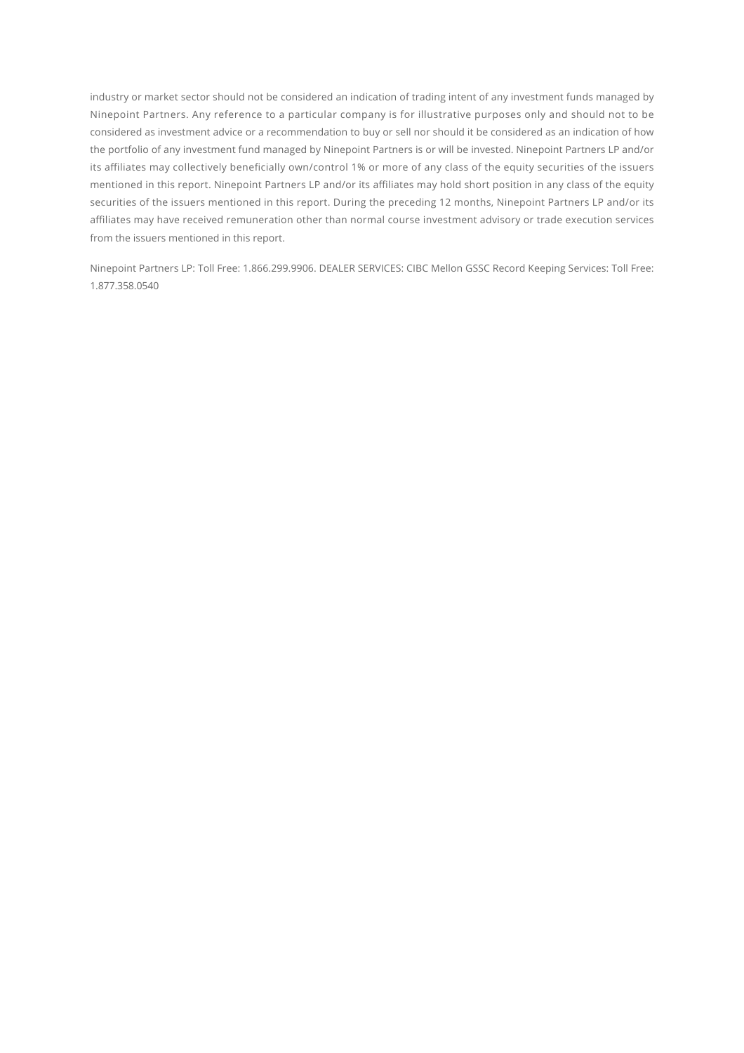industry or market sector should not be considered an indication of trading intent of any investment funds managed by Ninepoint Partners. Any reference to a particular company is for illustrative purposes only and should not to be considered as investment advice or a recommendation to buy or sell nor should it be considered as an indication of how the portfolio of any investment fund managed by Ninepoint Partners is or will be invested. Ninepoint Partners LP and/or its affiliates may collectively beneficially own/control 1% or more of any class of the equity securities of the issuers mentioned in this report. Ninepoint Partners LP and/or its affiliates may hold short position in any class of the equity securities of the issuers mentioned in this report. During the preceding 12 months, Ninepoint Partners LP and/or its affiliates may have received remuneration other than normal course investment advisory or trade execution services from the issuers mentioned in this report.

Ninepoint Partners LP: Toll Free: 1.866.299.9906. DEALER SERVICES: CIBC Mellon GSSC Record Keeping Services: Toll Free: 1.877.358.0540